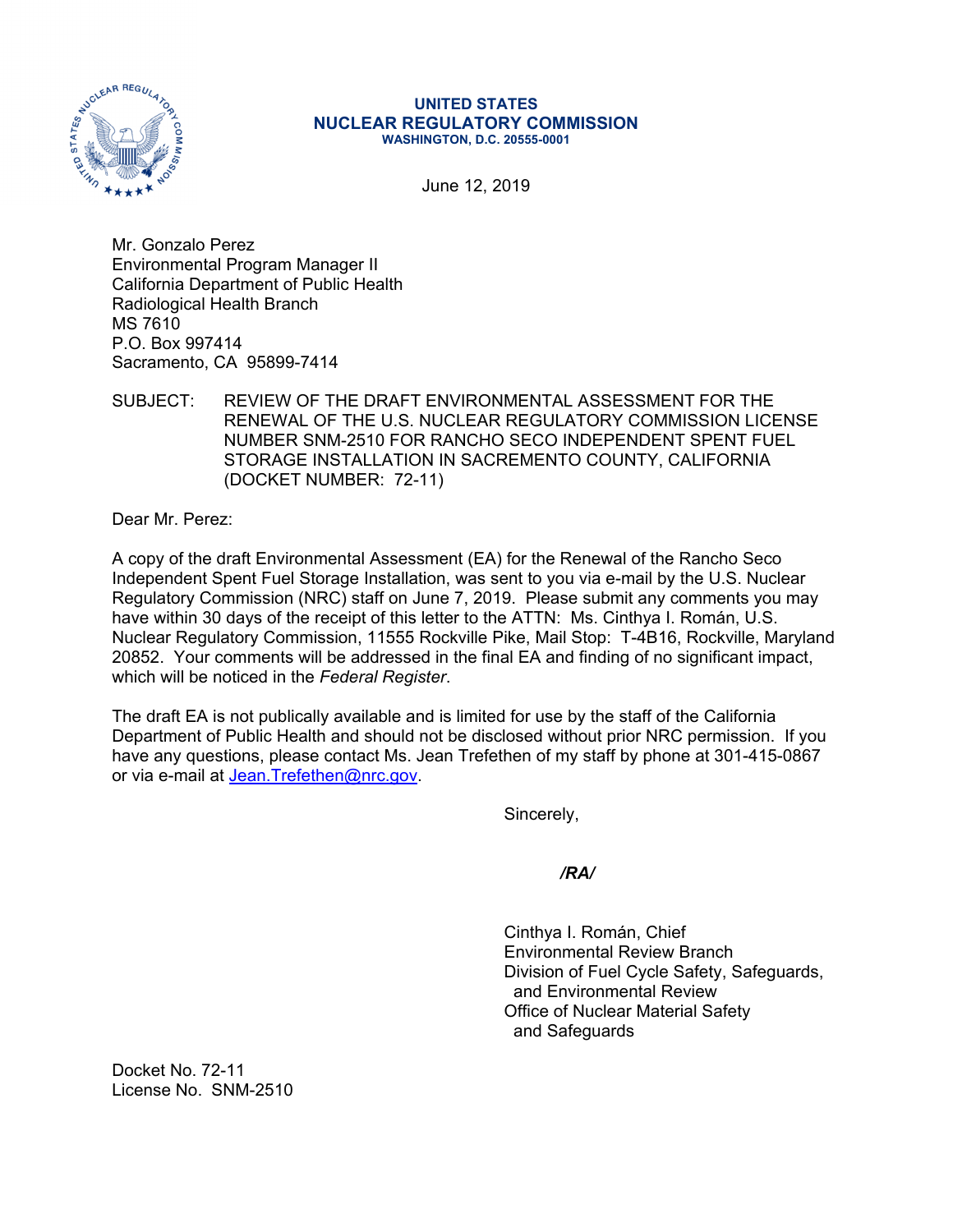**UNITED STATES**
**NUCLEAR REGULATORY COMMISSION**
**WASHINGTON, D.C. 20555-0001**

June 12, 2019

Mr. Gonzalo Perez
Environmental Program Manager II
California Department of Public Health
Radiological Health Branch
MS 7610
P.O. Box 997414
Sacramento, CA 95899-7414

SUBJECT: REVIEW OF THE DRAFT ENVIRONMENTAL ASSESSMENT FOR THE RENEWAL OF THE U.S. NUCLEAR REGULATORY COMMISSION LICENSE NUMBER SNM-2510 FOR RANCHO SECO INDEPENDENT SPENT FUEL STORAGE INSTALLATION IN SACREMENTO COUNTY, CALIFORNIA (DOCKET NUMBER: 72-11)

Dear Mr. Perez:

A copy of the draft Environmental Assessment (EA) for the Renewal of the Rancho Seco Independent Spent Fuel Storage Installation, was sent to you via e-mail by the U.S. Nuclear Regulatory Commission (NRC) staff on June 7, 2019. Please submit any comments you may have within 30 days of the receipt of this letter to the ATTN: Ms. Cinthya I. Román, U.S. Nuclear Regulatory Commission, 11555 Rockville Pike, Mail Stop: T-4B16, Rockville, Maryland 20852. Your comments will be addressed in the final EA and finding of no significant impact, which will be noticed in the *Federal Register*.

The draft EA is not publically available and is limited for use by the staff of the California Department of Public Health and should not be disclosed without prior NRC permission. If you have any questions, please contact Ms. Jean Trefethen of my staff by phone at 301-415-0867 or via e-mail at Jean.Trefethen@nrc.gov.

Sincerely,

***/RA/***

Cinthya I. Román, Chief
Environmental Review Branch
Division of Fuel Cycle Safety, Safeguards, and Environmental Review
Office of Nuclear Material Safety and Safeguards

Docket No. 72-11
License No. SNM-2510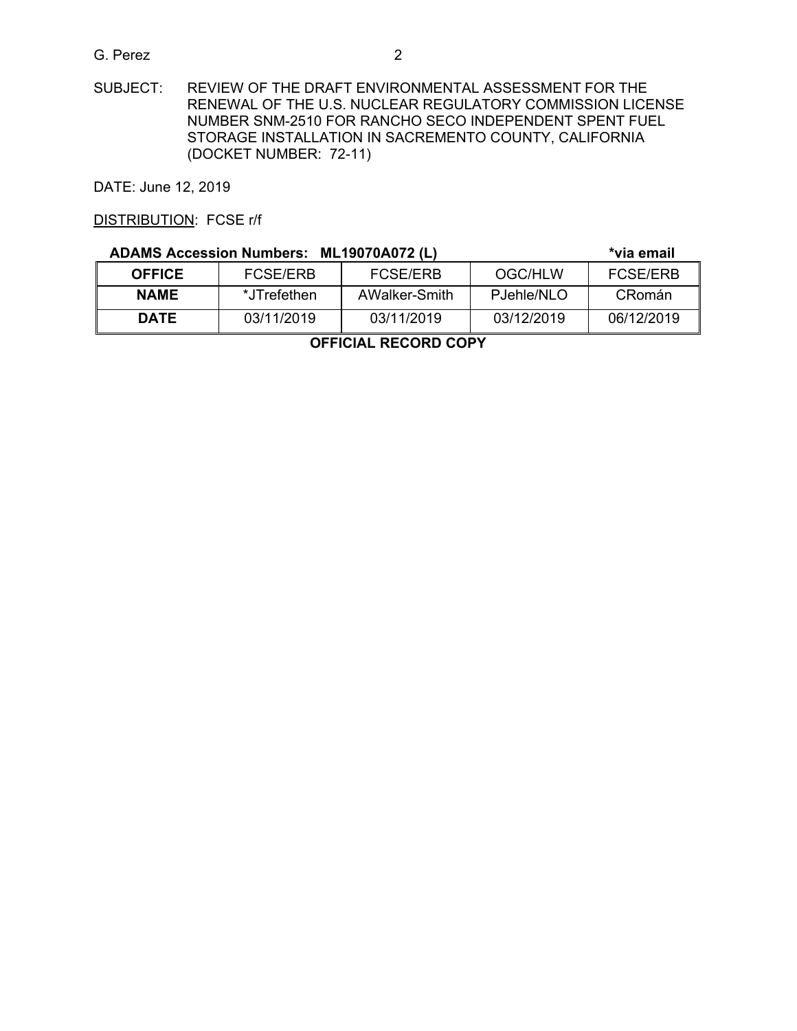SUBJECT: REVIEW OF THE DRAFT ENVIRONMENTAL ASSESSMENT FOR THE RENEWAL OF THE U.S. NUCLEAR REGULATORY COMMISSION LICENSE NUMBER SNM-2510 FOR RANCHO SECO INDEPENDENT SPENT FUEL STORAGE INSTALLATION IN SACRAMENTO COUNTY, CALIFORNIA (DOCKET NUMBER: 72-11)

DATE: June 12, 2019

DISTRIBUTION: FCSE r/f

**ADAMS Accession Numbers: ML19070A072 (L)** **\*via email**

| **OFFICE** | FCSE/ERB | FCSE/ERB | OGC/HLW | FCSE/ERB |
|---|---|---|---|---|
| **NAME** | *JTrefethen | AWalker-Smith | PJehle/NLO | CRomán |
| **DATE** | 03/11/2019 | 03/11/2019 | 03/12/2019 | 06/12/2019 |

**OFFICIAL RECORD COPY**